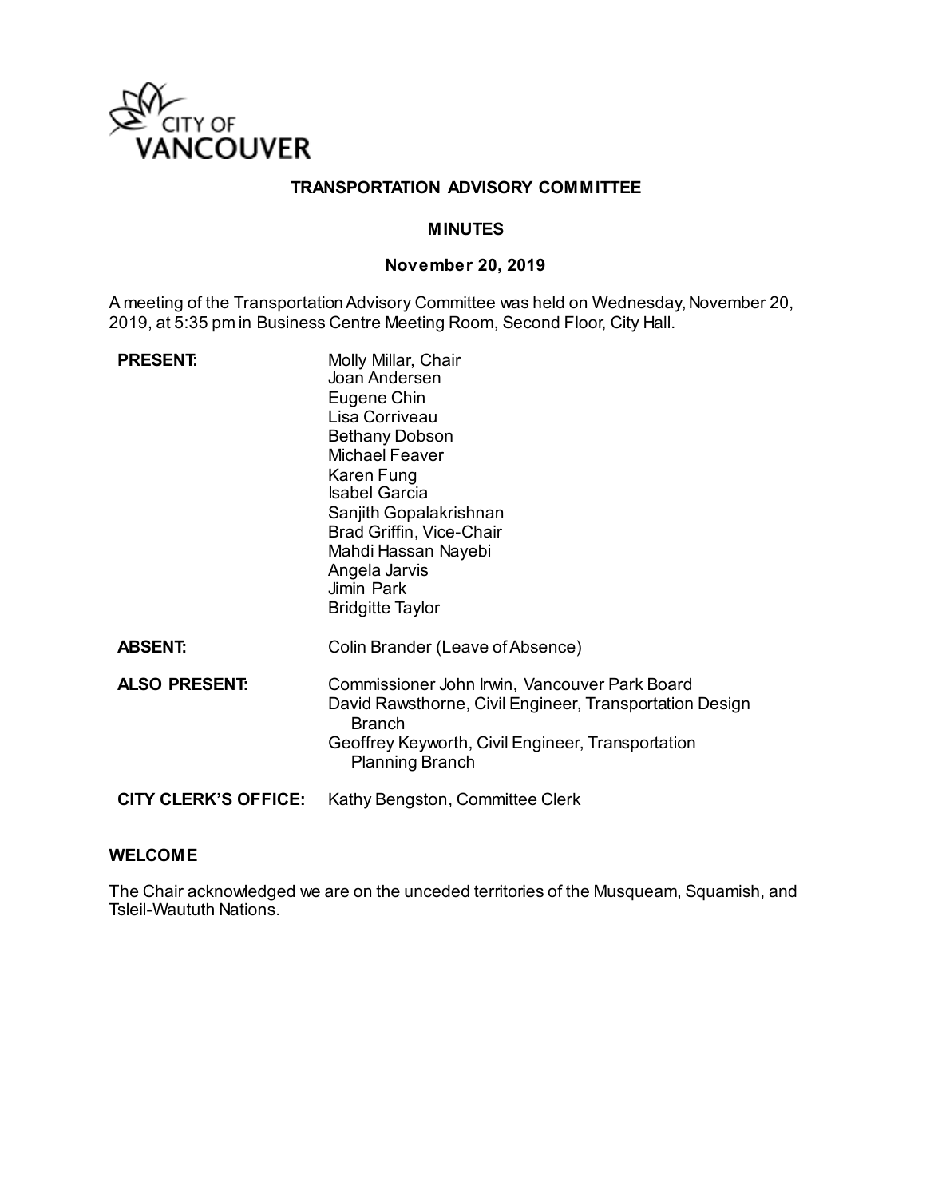**CITY OF VANCOUVER**

# TRANSPORTATION ADVISORY COMMITTEE

## MINUTES

### November 20, 2019

A meeting of the Transportation Advisory Committee was held on Wednesday, November 20, 2019, at 5:35 pm in Business Centre Meeting Room, Second Floor, City Hall.

| | |
|---|---|
| **PRESENT:** | Molly Millar, Chair<br>Joan Andersen<br>Eugene Chin<br>Lisa Corriveau<br>Bethany Dobson<br>Michael Feaver<br>Karen Fung<br>Isabel Garcia<br>Sanjith Gopalakrishnan<br>Brad Griffin, Vice-Chair<br>Mahdi Hassan Nayebi<br>Angela Jarvis<br>Jimin Park<br>Bridgitte Taylor |
| **ABSENT:** | Colin Brander (Leave of Absence) |
| **ALSO PRESENT:** | Commissioner John Irwin, Vancouver Park Board<br>David Rawsthorne, Civil Engineer, Transportation Design Branch<br>Geoffrey Keyworth, Civil Engineer, Transportation Planning Branch |
| **CITY CLERK'S OFFICE:** | Kathy Bengston, Committee Clerk |

**WELCOME**

The Chair acknowledged we are on the unceded territories of the Musqueam, Squamish, and Tsleil-Waututh Nations.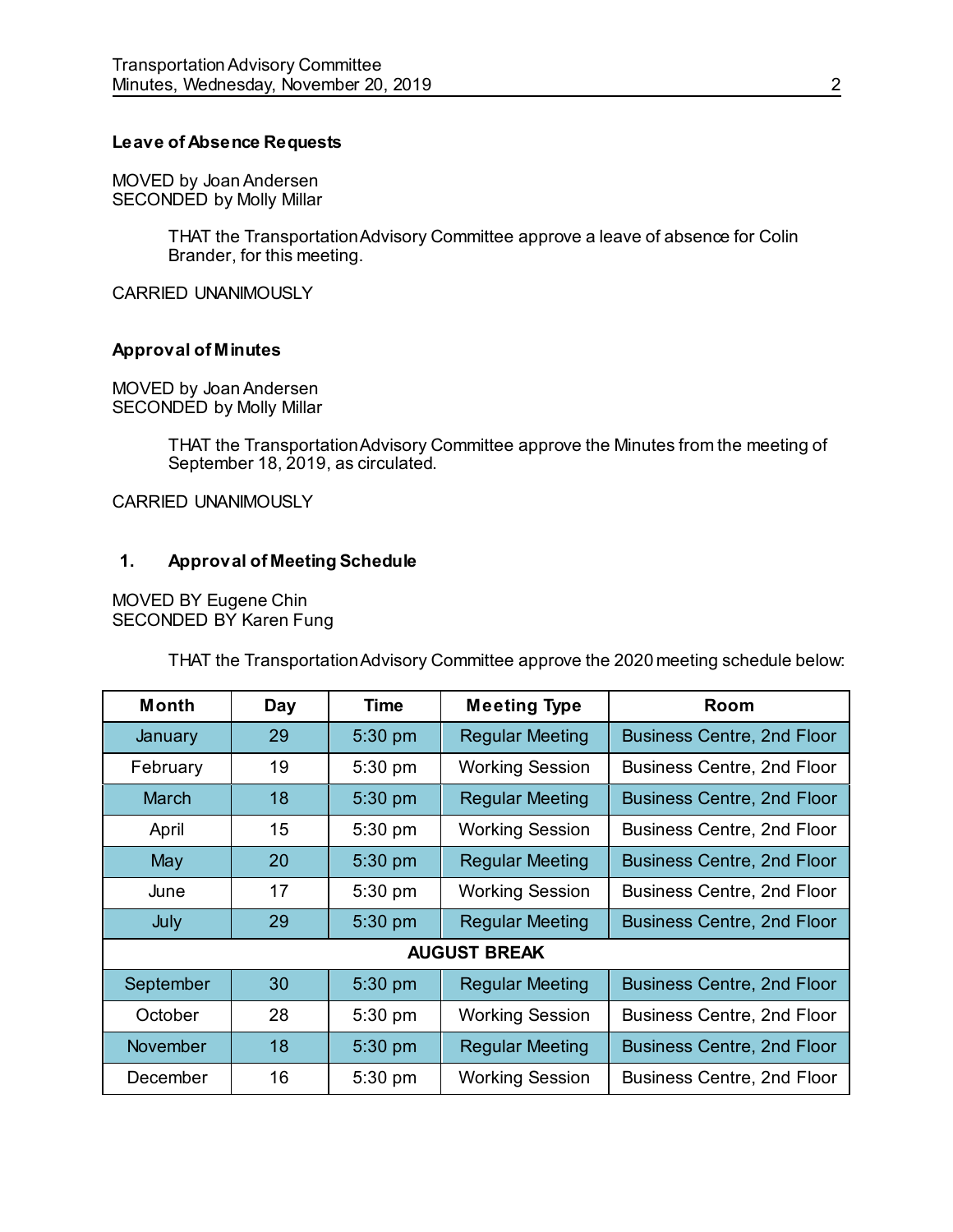### Leave of Absence Requests

MOVED by Joan Andersen
SECONDED by Molly Millar

> THAT the Transportation Advisory Committee approve a leave of absence for Colin Brander, for this meeting.

CARRIED UNANIMOUSLY

### Approval of Minutes

MOVED by Joan Andersen
SECONDED by Molly Millar

> THAT the Transportation Advisory Committee approve the Minutes from the meeting of September 18, 2019, as circulated.

CARRIED UNANIMOUSLY

### 1. Approval of Meeting Schedule

MOVED BY Eugene Chin
SECONDED BY Karen Fung

> THAT the Transportation Advisory Committee approve the 2020 meeting schedule below:

| Month | Day | Time | Meeting Type | Room |
|---|---|---|---|---|
| January | 29 | 5:30 pm | Regular Meeting | Business Centre, 2nd Floor |
| February | 19 | 5:30 pm | Working Session | Business Centre, 2nd Floor |
| March | 18 | 5:30 pm | Regular Meeting | Business Centre, 2nd Floor |
| April | 15 | 5:30 pm | Working Session | Business Centre, 2nd Floor |
| May | 20 | 5:30 pm | Regular Meeting | Business Centre, 2nd Floor |
| June | 17 | 5:30 pm | Working Session | Business Centre, 2nd Floor |
| July | 29 | 5:30 pm | Regular Meeting | Business Centre, 2nd Floor |
| **AUGUST BREAK** | | | | |
| September | 30 | 5:30 pm | Regular Meeting | Business Centre, 2nd Floor |
| October | 28 | 5:30 pm | Working Session | Business Centre, 2nd Floor |
| November | 18 | 5:30 pm | Regular Meeting | Business Centre, 2nd Floor |
| December | 16 | 5:30 pm | Working Session | Business Centre, 2nd Floor |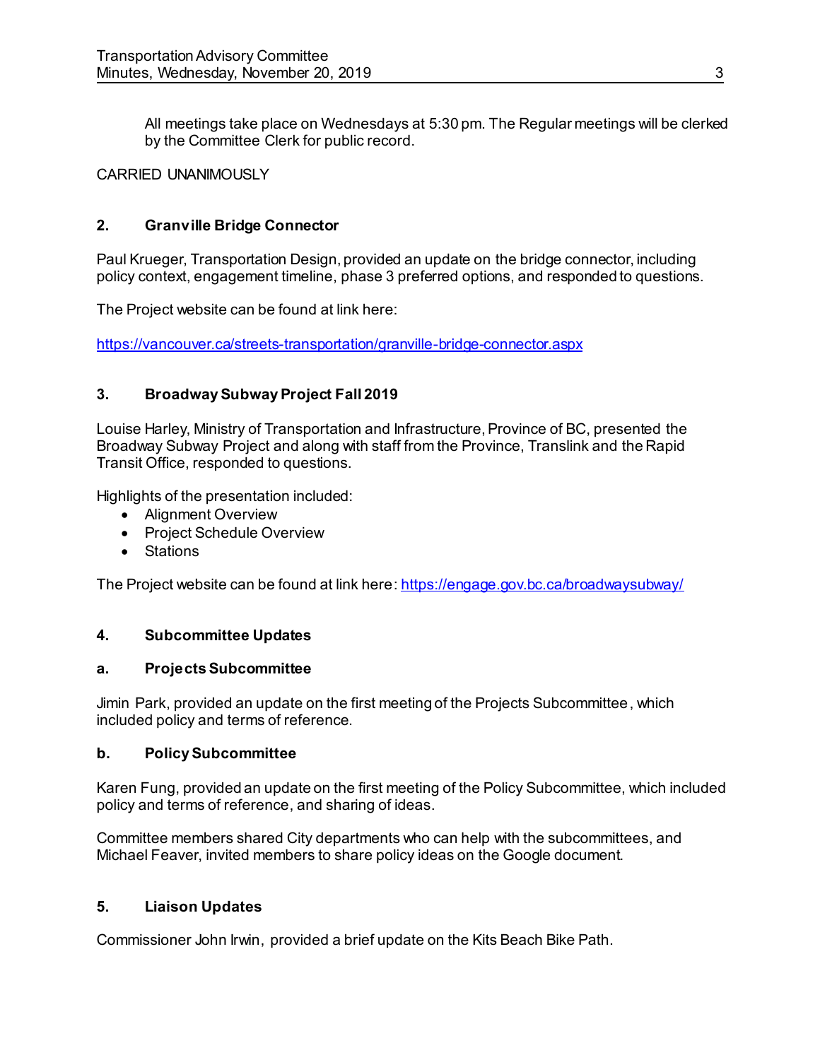All meetings take place on Wednesdays at 5:30 pm. The Regular meetings will be clerked by the Committee Clerk for public record.

CARRIED UNANIMOUSLY

## 2. Granville Bridge Connector

Paul Krueger, Transportation Design, provided an update on the bridge connector, including policy context, engagement timeline, phase 3 preferred options, and responded to questions.

The Project website can be found at link here:

https://vancouver.ca/streets-transportation/granville-bridge-connector.aspx

## 3. Broadway Subway Project Fall 2019

Louise Harley, Ministry of Transportation and Infrastructure, Province of BC, presented the Broadway Subway Project and along with staff from the Province, Translink and the Rapid Transit Office, responded to questions.

Highlights of the presentation included:

- Alignment Overview
- Project Schedule Overview
- Stations

The Project website can be found at link here: https://engage.gov.bc.ca/broadwaysubway/

## 4. Subcommittee Updates

### a. Projects Subcommittee

Jimin Park, provided an update on the first meeting of the Projects Subcommittee, which included policy and terms of reference.

### b. Policy Subcommittee

Karen Fung, provided an update on the first meeting of the Policy Subcommittee, which included policy and terms of reference, and sharing of ideas.

Committee members shared City departments who can help with the subcommittees, and Michael Feaver, invited members to share policy ideas on the Google document.

## 5. Liaison Updates

Commissioner John Irwin, provided a brief update on the Kits Beach Bike Path.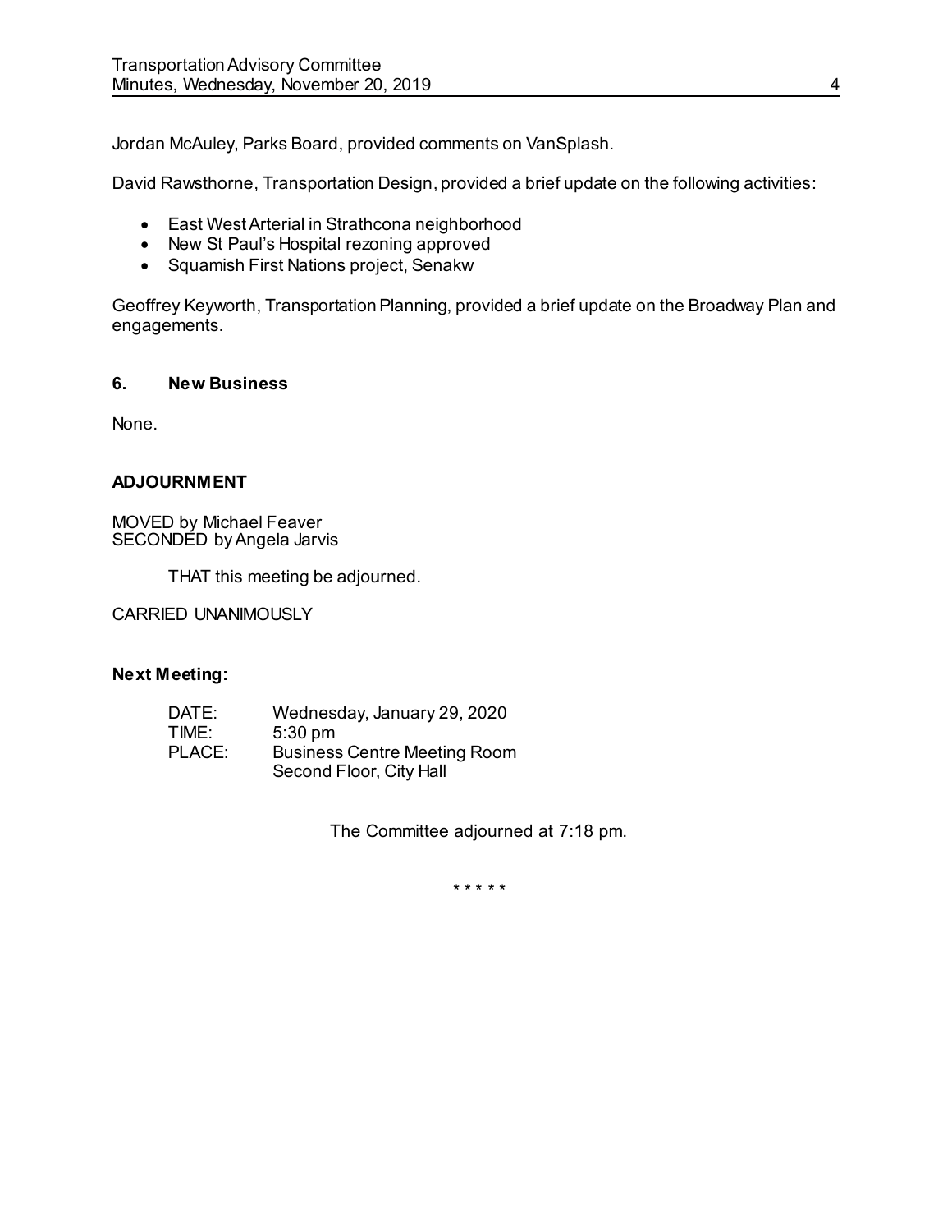Jordan McAuley, Parks Board, provided comments on VanSplash.

David Rawsthorne, Transportation Design, provided a brief update on the following activities:

- East West Arterial in Strathcona neighborhood
- New St Paul's Hospital rezoning approved
- Squamish First Nations project, Senakw

Geoffrey Keyworth, Transportation Planning, provided a brief update on the Broadway Plan and engagements.

## 6. New Business

None.

## ADJOURNMENT

MOVED by Michael Feaver
SECONDED by Angela Jarvis

THAT this meeting be adjourned.

CARRIED UNANIMOUSLY

**Next Meeting:**

DATE: Wednesday, January 29, 2020
TIME: 5:30 pm
PLACE: Business Centre Meeting Room
Second Floor, City Hall

The Committee adjourned at 7:18 pm.

\* \* \* \* \*